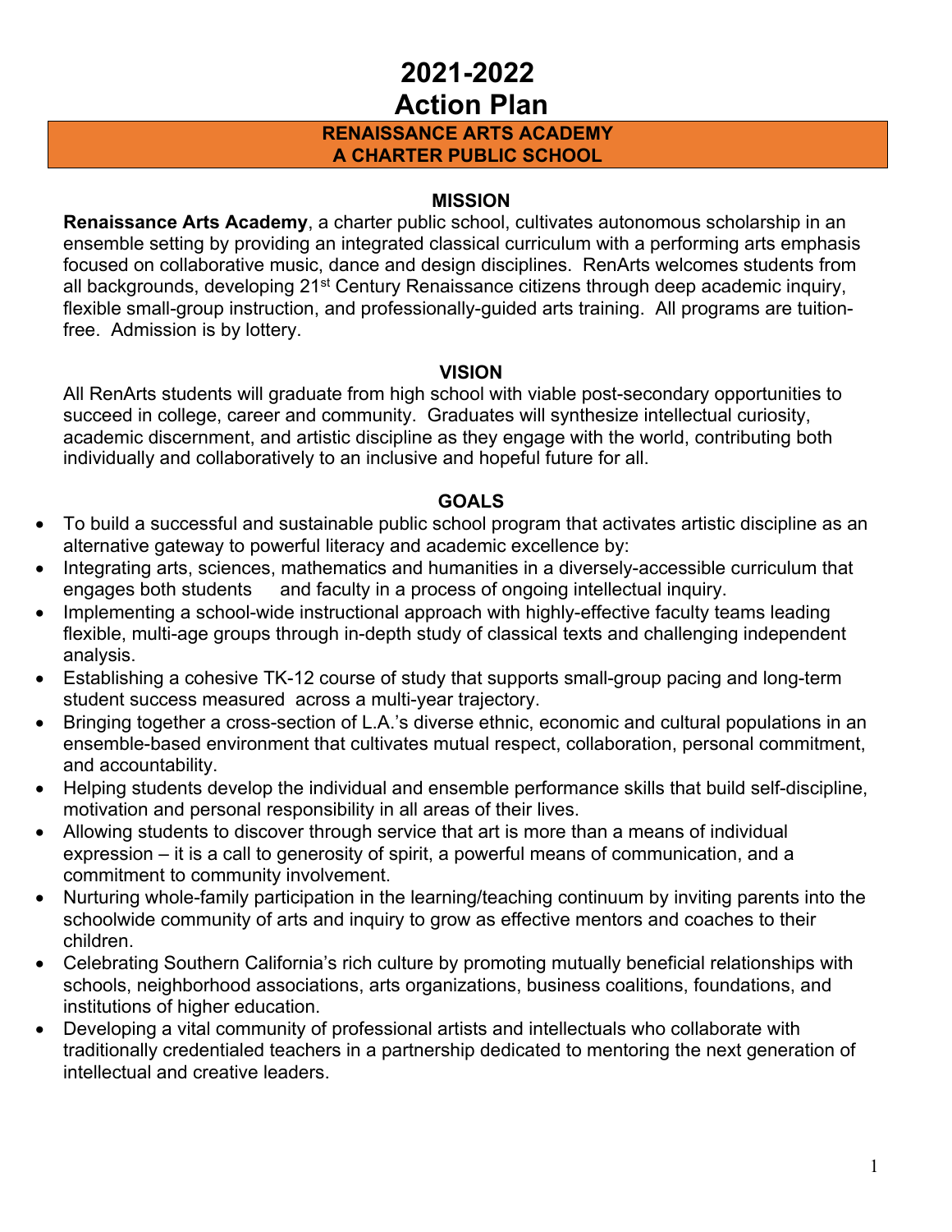# 2021-2022
# Action Plan

**RENAISSANCE ARTS ACADEMY**
**A CHARTER PUBLIC SCHOOL**

## MISSION

**Renaissance Arts Academy**, a charter public school, cultivates autonomous scholarship in an ensemble setting by providing an integrated classical curriculum with a performing arts emphasis focused on collaborative music, dance and design disciplines. RenArts welcomes students from all backgrounds, developing 21st Century Renaissance citizens through deep academic inquiry, flexible small-group instruction, and professionally-guided arts training. All programs are tuition-free. Admission is by lottery.

## VISION

All RenArts students will graduate from high school with viable post-secondary opportunities to succeed in college, career and community. Graduates will synthesize intellectual curiosity, academic discernment, and artistic discipline as they engage with the world, contributing both individually and collaboratively to an inclusive and hopeful future for all.

## GOALS

- To build a successful and sustainable public school program that activates artistic discipline as an alternative gateway to powerful literacy and academic excellence by:
- Integrating arts, sciences, mathematics and humanities in a diversely-accessible curriculum that engages both students and faculty in a process of ongoing intellectual inquiry.
- Implementing a school-wide instructional approach with highly-effective faculty teams leading flexible, multi-age groups through in-depth study of classical texts and challenging independent analysis.
- Establishing a cohesive TK-12 course of study that supports small-group pacing and long-term student success measured across a multi-year trajectory.
- Bringing together a cross-section of L.A.'s diverse ethnic, economic and cultural populations in an ensemble-based environment that cultivates mutual respect, collaboration, personal commitment, and accountability.
- Helping students develop the individual and ensemble performance skills that build self-discipline, motivation and personal responsibility in all areas of their lives.
- Allowing students to discover through service that art is more than a means of individual expression – it is a call to generosity of spirit, a powerful means of communication, and a commitment to community involvement.
- Nurturing whole-family participation in the learning/teaching continuum by inviting parents into the schoolwide community of arts and inquiry to grow as effective mentors and coaches to their children.
- Celebrating Southern California's rich culture by promoting mutually beneficial relationships with schools, neighborhood associations, arts organizations, business coalitions, foundations, and institutions of higher education.
- Developing a vital community of professional artists and intellectuals who collaborate with traditionally credentialed teachers in a partnership dedicated to mentoring the next generation of intellectual and creative leaders.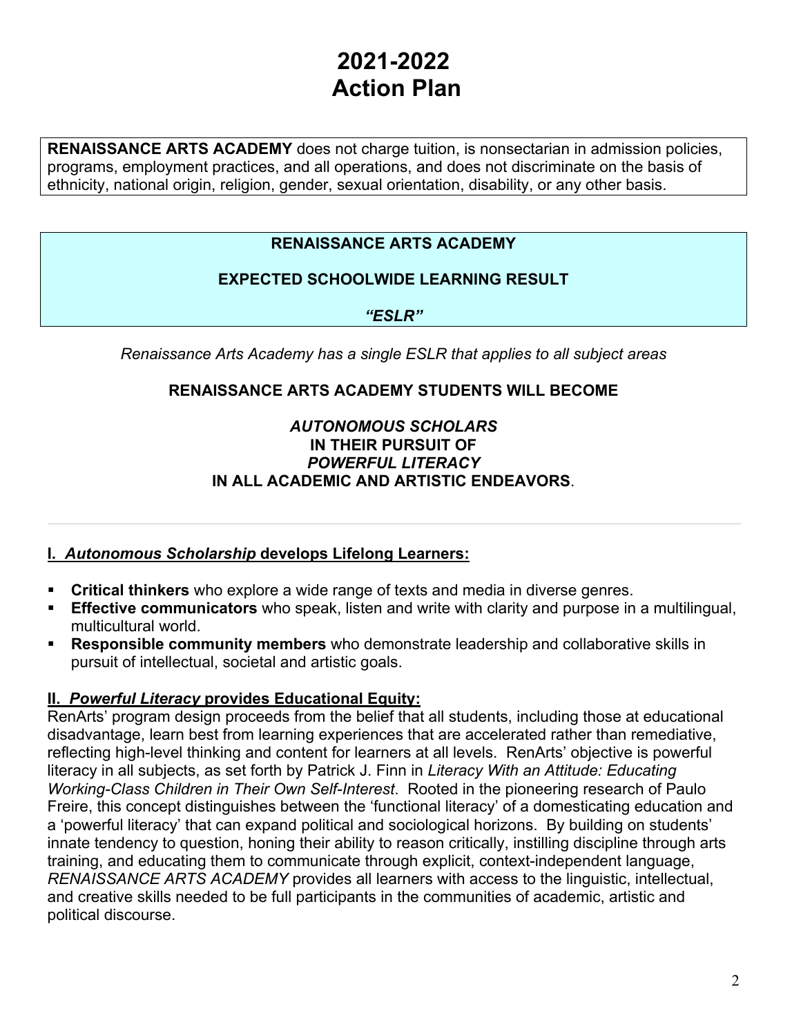# 2021-2022
# Action Plan

**RENAISSANCE ARTS ACADEMY** does not charge tuition, is nonsectarian in admission policies, programs, employment practices, and all operations, and does not discriminate on the basis of ethnicity, national origin, religion, gender, sexual orientation, disability, or any other basis.

## RENAISSANCE ARTS ACADEMY

## EXPECTED SCHOOLWIDE LEARNING RESULT

***"ESLR"***

*Renaissance Arts Academy has a single ESLR that applies to all subject areas*

**RENAISSANCE ARTS ACADEMY STUDENTS WILL BECOME**

***AUTONOMOUS SCHOLARS***
**IN THEIR PURSUIT OF**
***POWERFUL LITERACY***
**IN ALL ACADEMIC AND ARTISTIC ENDEAVORS**.

---

### I. *Autonomous Scholarship* develops Lifelong Learners:

- **Critical thinkers** who explore a wide range of texts and media in diverse genres.
- **Effective communicators** who speak, listen and write with clarity and purpose in a multilingual, multicultural world.
- **Responsible community members** who demonstrate leadership and collaborative skills in pursuit of intellectual, societal and artistic goals.

### II. *Powerful Literacy* provides Educational Equity:

RenArts' program design proceeds from the belief that all students, including those at educational disadvantage, learn best from learning experiences that are accelerated rather than remediative, reflecting high-level thinking and content for learners at all levels. RenArts' objective is powerful literacy in all subjects, as set forth by Patrick J. Finn in *Literacy With an Attitude: Educating Working-Class Children in Their Own Self-Interest*. Rooted in the pioneering research of Paulo Freire, this concept distinguishes between the 'functional literacy' of a domesticating education and a 'powerful literacy' that can expand political and sociological horizons. By building on students' innate tendency to question, honing their ability to reason critically, instilling discipline through arts training, and educating them to communicate through explicit, context-independent language, *RENAISSANCE ARTS ACADEMY* provides all learners with access to the linguistic, intellectual, and creative skills needed to be full participants in the communities of academic, artistic and political discourse.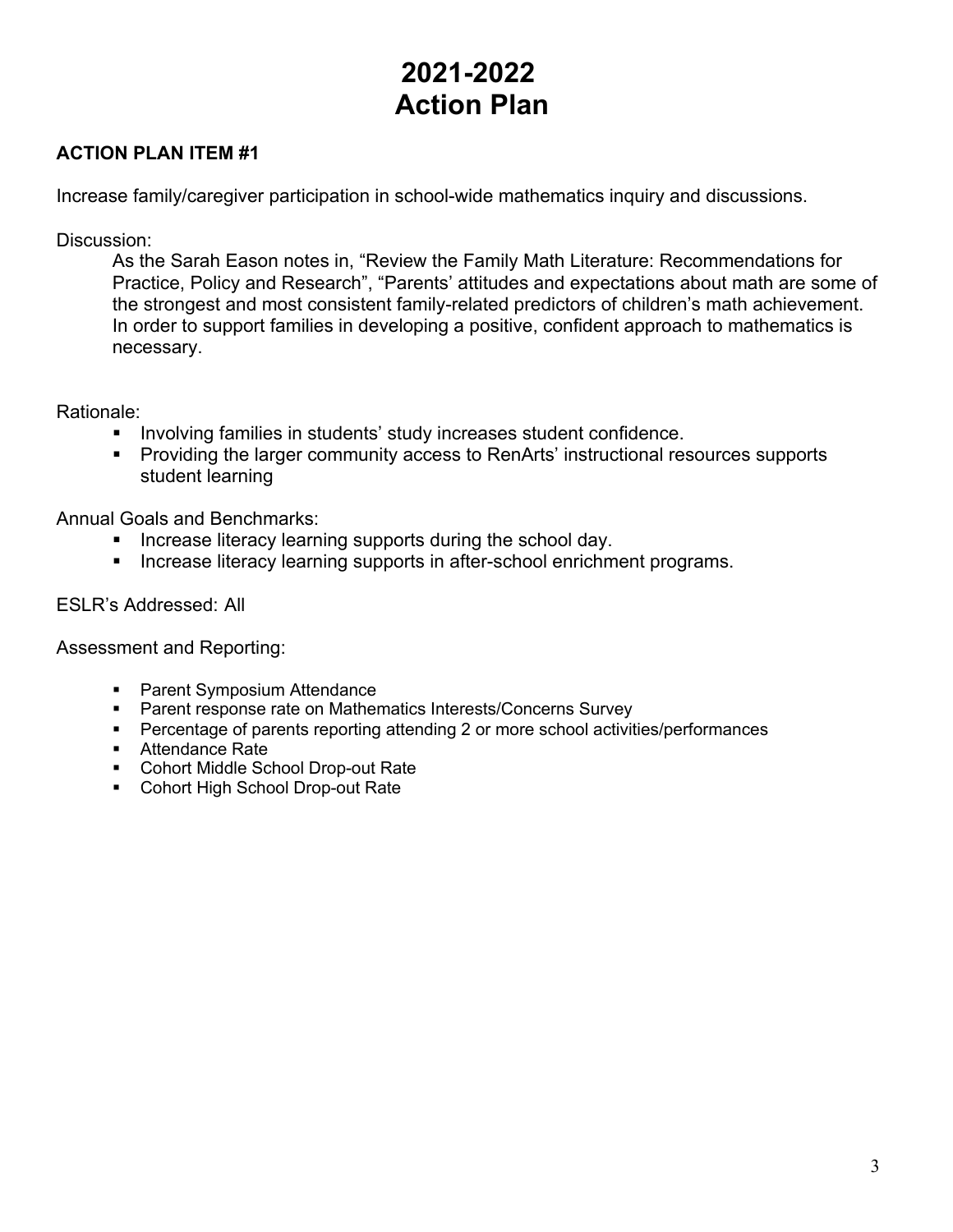# 2021-2022
# Action Plan

**ACTION PLAN ITEM #1**

Increase family/caregiver participation in school-wide mathematics inquiry and discussions.

Discussion:

As the Sarah Eason notes in, "Review the Family Math Literature: Recommendations for Practice, Policy and Research", "Parents' attitudes and expectations about math are some of the strongest and most consistent family-related predictors of children's math achievement. In order to support families in developing a positive, confident approach to mathematics is necessary.

Rationale:

- Involving families in students' study increases student confidence.
- Providing the larger community access to RenArts' instructional resources supports student learning

Annual Goals and Benchmarks:

- Increase literacy learning supports during the school day.
- Increase literacy learning supports in after-school enrichment programs.

ESLR's Addressed: All

Assessment and Reporting:

- Parent Symposium Attendance
- Parent response rate on Mathematics Interests/Concerns Survey
- Percentage of parents reporting attending 2 or more school activities/performances
- Attendance Rate
- Cohort Middle School Drop-out Rate
- Cohort High School Drop-out Rate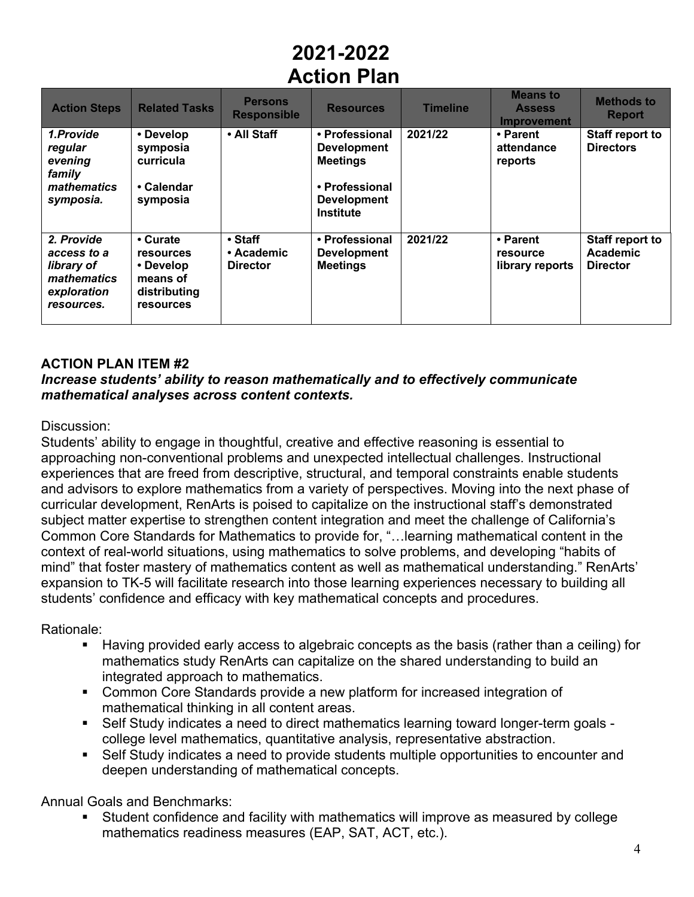# 2021-2022
# Action Plan

| Action Steps | Related Tasks | Persons Responsible | Resources | Timeline | Means to Assess Improvement | Methods to Report |
|---|---|---|---|---|---|---|
| ***1.Provide regular evening family mathematics symposia.*** | **• Develop symposia curricula**<br><br>**• Calendar symposia** | **• All Staff** | **• Professional Development Meetings**<br><br>**• Professional Development Institute** | **2021/22** | **• Parent attendance reports** | **Staff report to Directors** |
| ***2. Provide access to a library of mathematics exploration resources.*** | **• Curate resources**<br>**• Develop means of distributing resources** | **• Staff**<br>**• Academic Director** | **• Professional Development Meetings** | **2021/22** | **• Parent resource library reports** | **Staff report to Academic Director** |

**ACTION PLAN ITEM #2**

***Increase students' ability to reason mathematically and to effectively communicate mathematical analyses across content contexts.***

Discussion:

Students' ability to engage in thoughtful, creative and effective reasoning is essential to approaching non-conventional problems and unexpected intellectual challenges. Instructional experiences that are freed from descriptive, structural, and temporal constraints enable students and advisors to explore mathematics from a variety of perspectives. Moving into the next phase of curricular development, RenArts is poised to capitalize on the instructional staff's demonstrated subject matter expertise to strengthen content integration and meet the challenge of California's Common Core Standards for Mathematics to provide for, "…learning mathematical content in the context of real-world situations, using mathematics to solve problems, and developing "habits of mind" that foster mastery of mathematics content as well as mathematical understanding." RenArts' expansion to TK-5 will facilitate research into those learning experiences necessary to building all students' confidence and efficacy with key mathematical concepts and procedures.

Rationale:

- Having provided early access to algebraic concepts as the basis (rather than a ceiling) for mathematics study RenArts can capitalize on the shared understanding to build an integrated approach to mathematics.
- Common Core Standards provide a new platform for increased integration of mathematical thinking in all content areas.
- Self Study indicates a need to direct mathematics learning toward longer-term goals - college level mathematics, quantitative analysis, representative abstraction.
- Self Study indicates a need to provide students multiple opportunities to encounter and deepen understanding of mathematical concepts.

Annual Goals and Benchmarks:

- Student confidence and facility with mathematics will improve as measured by college mathematics readiness measures (EAP, SAT, ACT, etc.).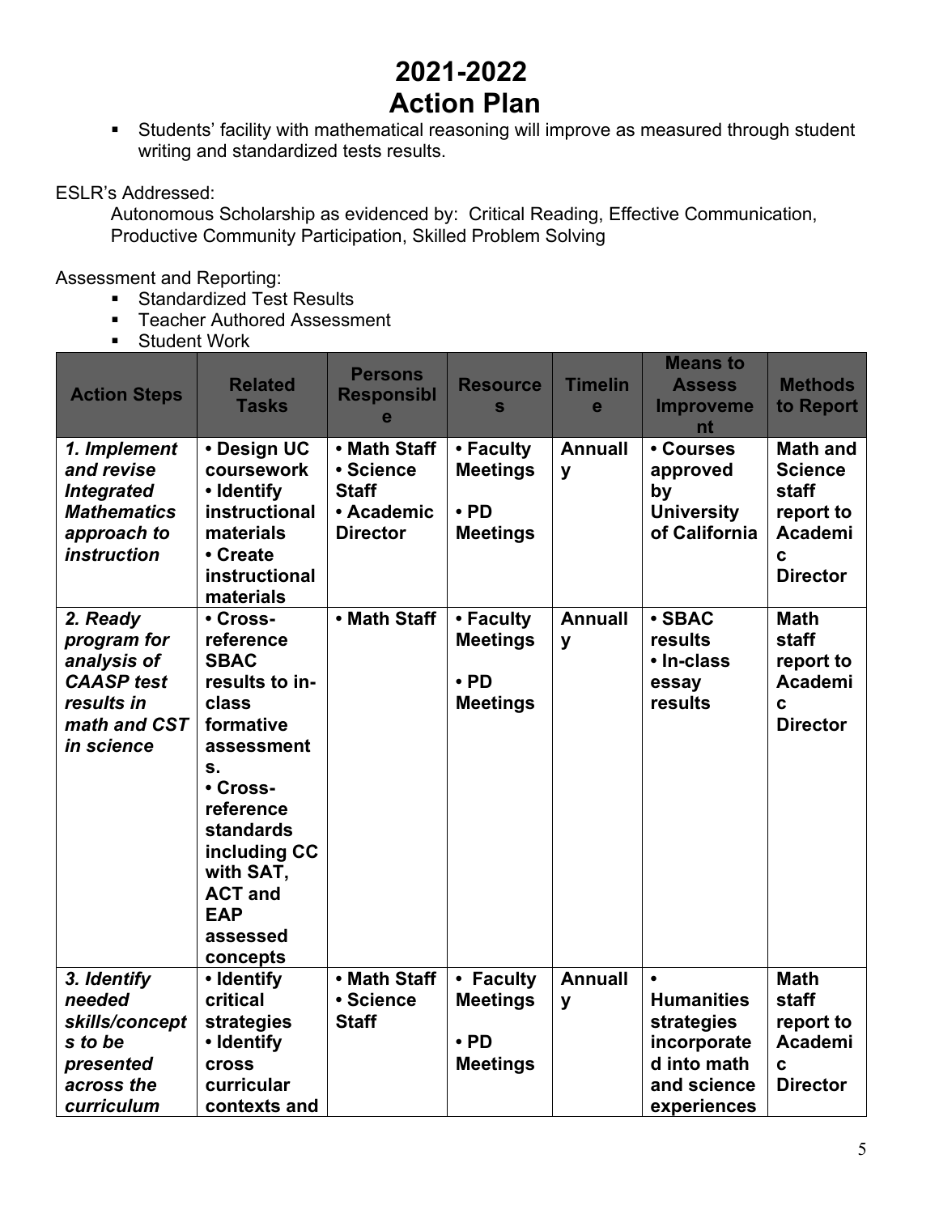# 2021-2022
# Action Plan

- Students' facility with mathematical reasoning will improve as measured through student writing and standardized tests results.

ESLR's Addressed:

Autonomous Scholarship as evidenced by: Critical Reading, Effective Communication, Productive Community Participation, Skilled Problem Solving

Assessment and Reporting:

- Standardized Test Results
- Teacher Authored Assessment
- Student Work

| Action Steps | Related Tasks | Persons Responsible | Resources | Timeline | Means to Assess Improvement | Methods to Report |
|---|---|---|---|---|---|---|
| ***1. Implement and revise Integrated Mathematics approach to instruction*** | **• Design UC coursework<br>• Identify instructional materials<br>• Create instructional materials** | **• Math Staff<br>• Science Staff<br>• Academic Director** | **• Faculty Meetings<br>• PD Meetings** | **Annually** | **• Courses approved by University of California** | **Math and Science staff report to Academic Director** |
| ***2. Ready program for analysis of CAASP test results in math and CST in science*** | **• Cross-reference SBAC results to in-class formative assessments.<br>• Cross-reference standards including CC with SAT, ACT and EAP assessed concepts** | **• Math Staff** | **• Faculty Meetings<br>• PD Meetings** | **Annually** | **• SBAC results<br>• In-class essay results** | **Math staff report to Academic Director** |
| ***3. Identify needed skills/concepts to be presented across the curriculum*** | **• Identify critical strategies<br>• Identify cross curricular contexts and** | **• Math Staff<br>• Science Staff** | **• Faculty Meetings<br>• PD Meetings** | **Annually** | **• Humanities strategies incorporated into math and science experiences** | **Math staff report to Academic Director** |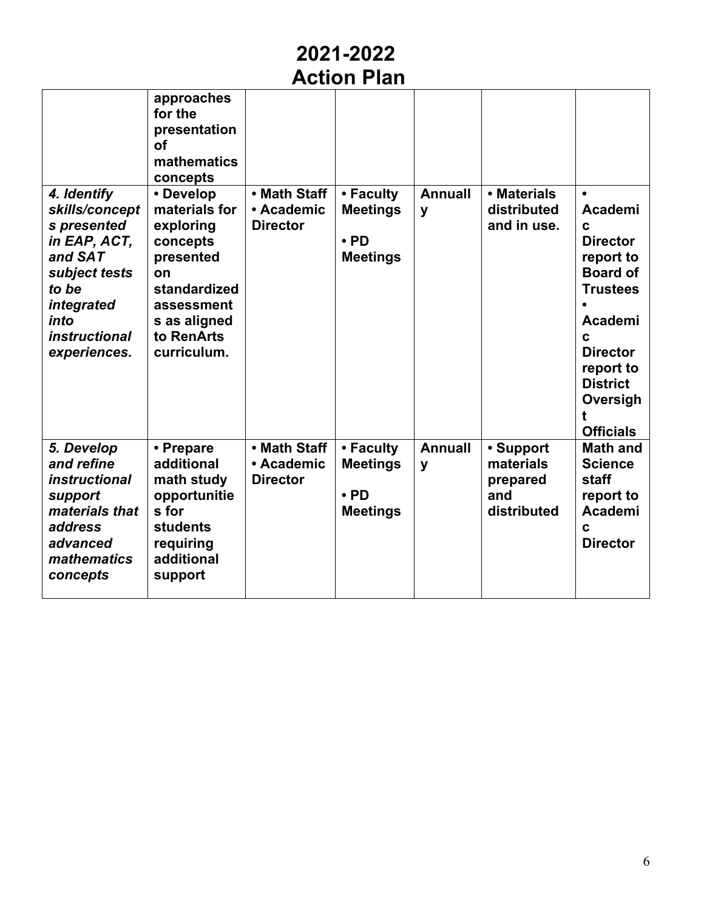# 2021-2022
# Action Plan

| | | | | | | |
|---|---|---|---|---|---|---|
| | **approaches for the presentation of mathematics concepts** | | | | | |
| ***4. Identify skills/concepts presented in EAP, ACT, and SAT subject tests to be integrated into instructional experiences.*** | **• Develop materials for exploring concepts presented on standardized assessments as aligned to RenArts curriculum.** | **• Math Staff • Academic Director** | **• Faculty Meetings • PD Meetings** | **Annually** | **• Materials distributed and in use.** | **• Academic Director report to Board of Trustees • Academic Director report to District Oversight Officials** |
| ***5. Develop and refine instructional support materials that address advanced mathematics concepts*** | **• Prepare additional math study opportunities for students requiring additional support** | **• Math Staff • Academic Director** | **• Faculty Meetings • PD Meetings** | **Annually** | **• Support materials prepared and distributed** | **Math and Science staff report to Academic Director** |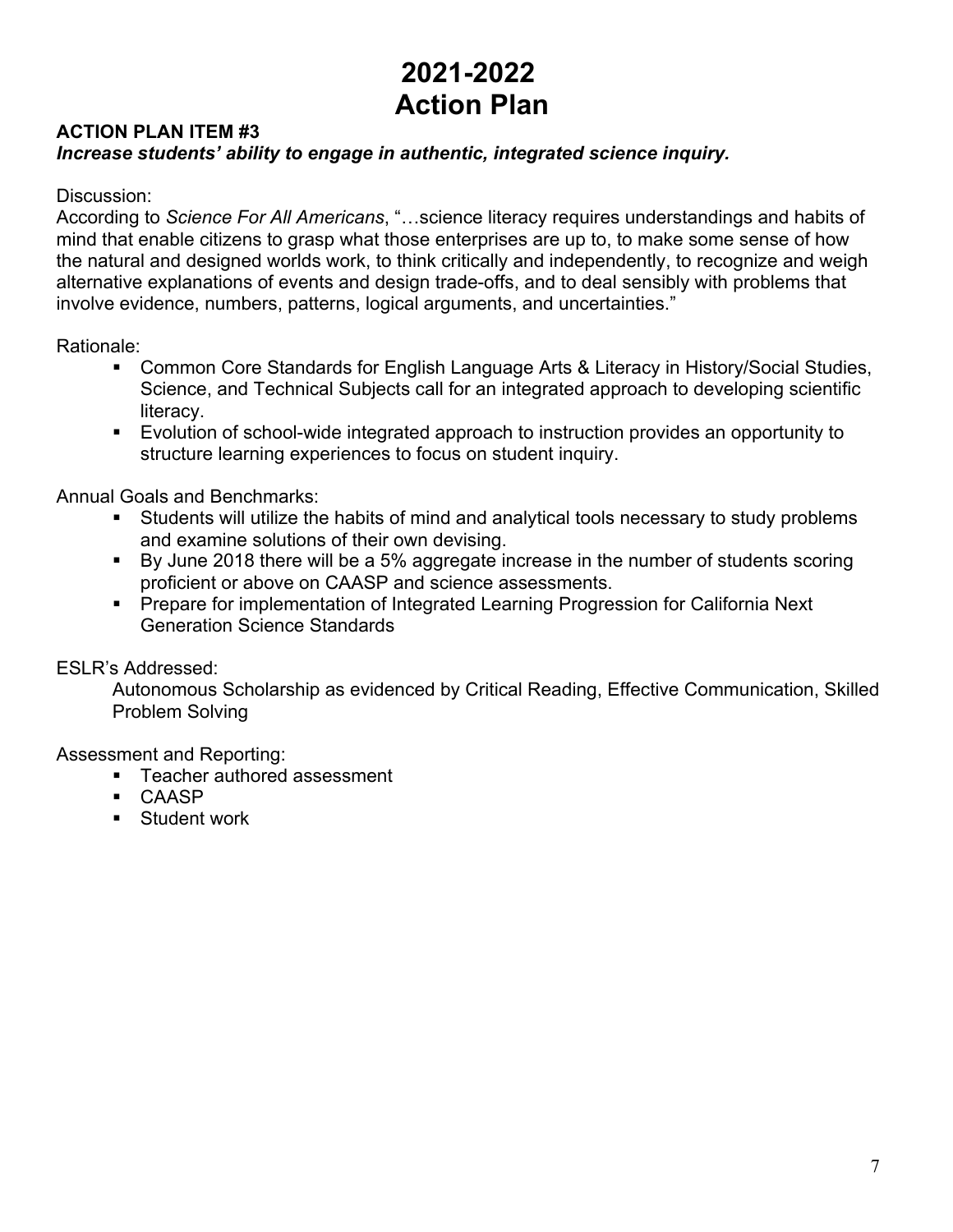# 2021-2022
# Action Plan

**ACTION PLAN ITEM #3**
***Increase students' ability to engage in authentic, integrated science inquiry.***

Discussion:
According to *Science For All Americans*, "…science literacy requires understandings and habits of mind that enable citizens to grasp what those enterprises are up to, to make some sense of how the natural and designed worlds work, to think critically and independently, to recognize and weigh alternative explanations of events and design trade-offs, and to deal sensibly with problems that involve evidence, numbers, patterns, logical arguments, and uncertainties."

Rationale:

- Common Core Standards for English Language Arts & Literacy in History/Social Studies, Science, and Technical Subjects call for an integrated approach to developing scientific literacy.
- Evolution of school-wide integrated approach to instruction provides an opportunity to structure learning experiences to focus on student inquiry.

Annual Goals and Benchmarks:

- Students will utilize the habits of mind and analytical tools necessary to study problems and examine solutions of their own devising.
- By June 2018 there will be a 5% aggregate increase in the number of students scoring proficient or above on CAASP and science assessments.
- Prepare for implementation of Integrated Learning Progression for California Next Generation Science Standards

ESLR's Addressed:

Autonomous Scholarship as evidenced by Critical Reading, Effective Communication, Skilled Problem Solving

Assessment and Reporting:

- Teacher authored assessment
- CAASP
- Student work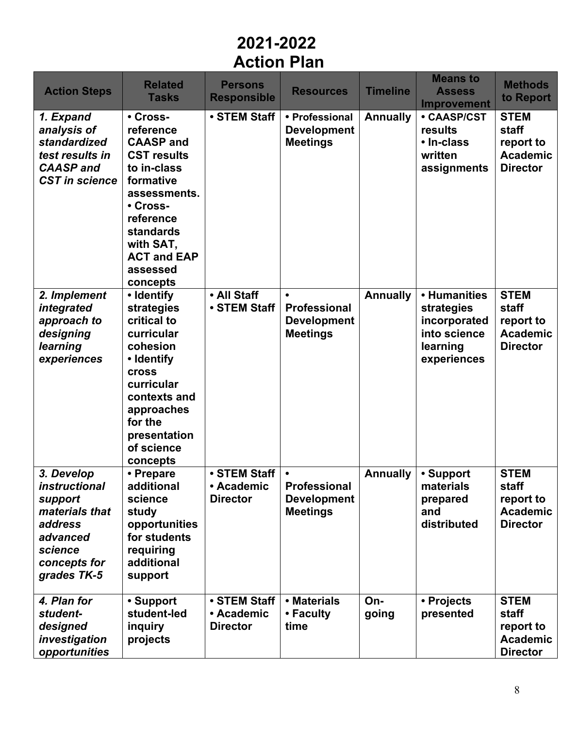# 2021-2022
# Action Plan

| Action Steps | Related Tasks | Persons Responsible | Resources | Timeline | Means to Assess Improvement | Methods to Report |
|---|---|---|---|---|---|---|
| ***1. Expand analysis of standardized test results in CAASP and CST in science*** | **• Cross-reference CAASP and CST results to in-class formative assessments.<br>• Cross-reference standards with SAT, ACT and EAP assessed concepts** | **• STEM Staff** | **• Professional Development Meetings** | **Annually** | **• CAASP/CST results<br>• In-class written assignments** | **STEM staff report to Academic Director** |
| ***2. Implement integrated approach to designing learning experiences*** | **• Identify strategies critical to curricular cohesion<br>• Identify cross curricular contexts and approaches for the presentation of science concepts** | **• All Staff<br>• STEM Staff** | **• Professional Development Meetings** | **Annually** | **• Humanities strategies incorporated into science learning experiences** | **STEM staff report to Academic Director** |
| ***3. Develop instructional support materials that address advanced science concepts for grades TK-5*** | **• Prepare additional science study opportunities for students requiring additional support** | **• STEM Staff<br>• Academic Director** | **• Professional Development Meetings** | **Annually** | **• Support materials prepared and distributed** | **STEM staff report to Academic Director** |
| ***4. Plan for student-designed investigation opportunities*** | **• Support student-led inquiry projects** | **• STEM Staff<br>• Academic Director** | **• Materials<br>• Faculty time** | **On-going** | **• Projects presented** | **STEM staff report to Academic Director** |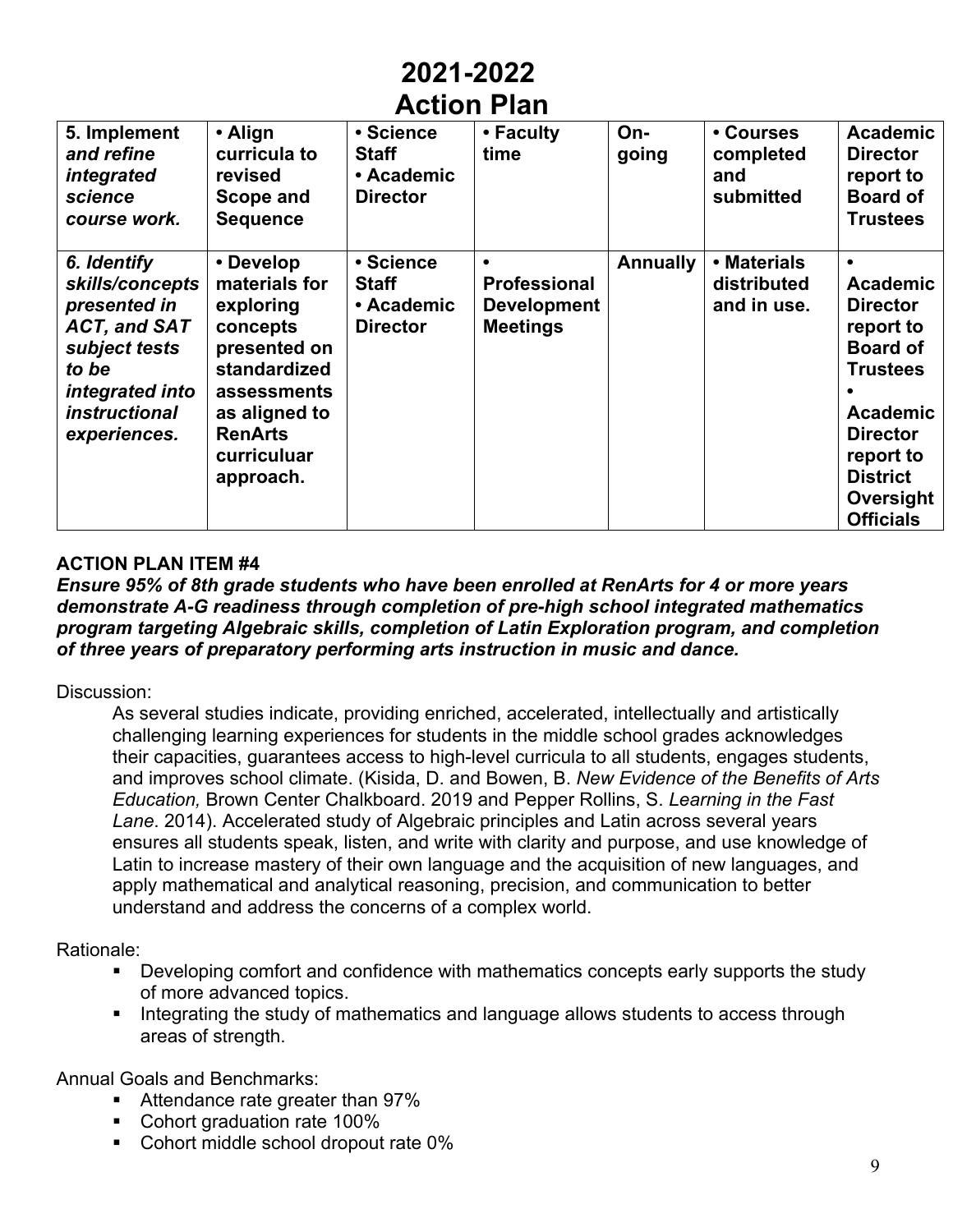# 2021-2022
# Action Plan

| *5. Implement and refine integrated science course work.* | **• Align curricula to revised Scope and Sequence** | **• Science Staff • Academic Director** | **• Faculty time** | **On-going** | **• Courses completed and submitted** | **Academic Director report to Board of Trustees** |
|---|---|---|---|---|---|---|
| *6. Identify skills/concepts presented in ACT, and SAT subject tests to be integrated into instructional experiences.* | **• Develop materials for exploring concepts presented on standardized assessments as aligned to RenArts curriculuar approach.** | **• Science Staff • Academic Director** | **• Professional Development Meetings** | **Annually** | **• Materials distributed and in use.** | **• Academic Director report to Board of Trustees • Academic Director report to District Oversight Officials** |

**ACTION PLAN ITEM #4**
***Ensure 95% of 8th grade students who have been enrolled at RenArts for 4 or more years demonstrate A-G readiness through completion of pre-high school integrated mathematics program targeting Algebraic skills, completion of Latin Exploration program, and completion of three years of preparatory performing arts instruction in music and dance.***

Discussion:

As several studies indicate, providing enriched, accelerated, intellectually and artistically challenging learning experiences for students in the middle school grades acknowledges their capacities, guarantees access to high-level curricula to all students, engages students, and improves school climate. (Kisida, D. and Bowen, B. *New Evidence of the Benefits of Arts Education,* Brown Center Chalkboard. 2019 and Pepper Rollins, S. *Learning in the Fast Lane*. 2014). Accelerated study of Algebraic principles and Latin across several years ensures all students speak, listen, and write with clarity and purpose, and use knowledge of Latin to increase mastery of their own language and the acquisition of new languages, and apply mathematical and analytical reasoning, precision, and communication to better understand and address the concerns of a complex world.

Rationale:

- Developing comfort and confidence with mathematics concepts early supports the study of more advanced topics.
- Integrating the study of mathematics and language allows students to access through areas of strength.

Annual Goals and Benchmarks:

- Attendance rate greater than 97%
- Cohort graduation rate 100%
- Cohort middle school dropout rate 0%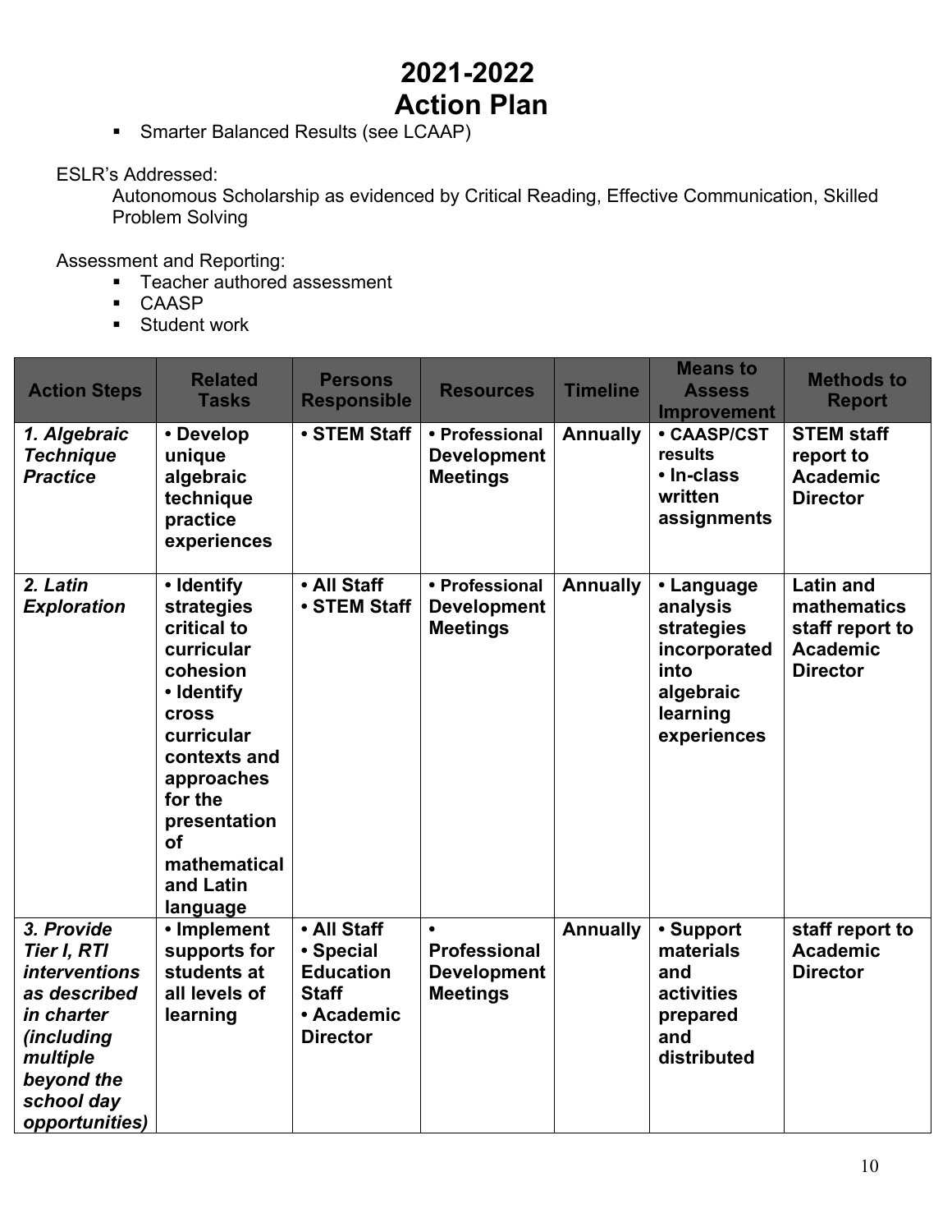# 2021-2022
# Action Plan

- Smarter Balanced Results (see LCAAP)

ESLR's Addressed:

Autonomous Scholarship as evidenced by Critical Reading, Effective Communication, Skilled Problem Solving

Assessment and Reporting:

- Teacher authored assessment
- CAASP
- Student work

| Action Steps | Related Tasks | Persons Responsible | Resources | Timeline | Means to Assess Improvement | Methods to Report |
|---|---|---|---|---|---|---|
| ***1. Algebraic Technique Practice*** | **• Develop unique algebraic technique practice experiences** | **• STEM Staff** | **• Professional Development Meetings** | **Annually** | **• CAASP/CST results<br>• In-class written assignments** | **STEM staff report to Academic Director** |
| ***2. Latin Exploration*** | **• Identify strategies critical to curricular cohesion<br>• Identify cross curricular contexts and approaches for the presentation of mathematical and Latin language** | **• All Staff<br>• STEM Staff** | **• Professional Development Meetings** | **Annually** | **• Language analysis strategies incorporated into algebraic learning experiences** | **Latin and mathematics staff report to Academic Director** |
| ***3. Provide Tier I, RTI interventions as described in charter (including multiple beyond the school day opportunities)*** | **• Implement supports for students at all levels of learning** | **• All Staff<br>• Special Education Staff<br>• Academic Director** | **• Professional Development Meetings** | **Annually** | **• Support materials and activities prepared and distributed** | **staff report to Academic Director** |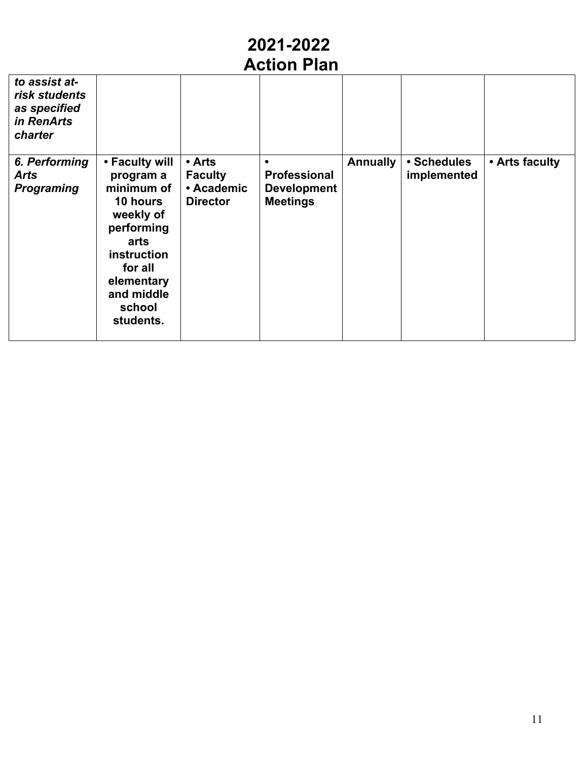# 2021-2022
# Action Plan

| | | | | | | |
|---|---|---|---|---|---|---|
| ***to assist at-risk students as specified in RenArts charter*** | | | | | | |
| ***6. Performing Arts Programing*** | **• Faculty will program a minimum of 10 hours weekly of performing arts instruction for all elementary and middle school students.** | **• Arts Faculty • Academic Director** | **• Professional Development Meetings** | **Annually** | **• Schedules implemented** | **• Arts faculty** |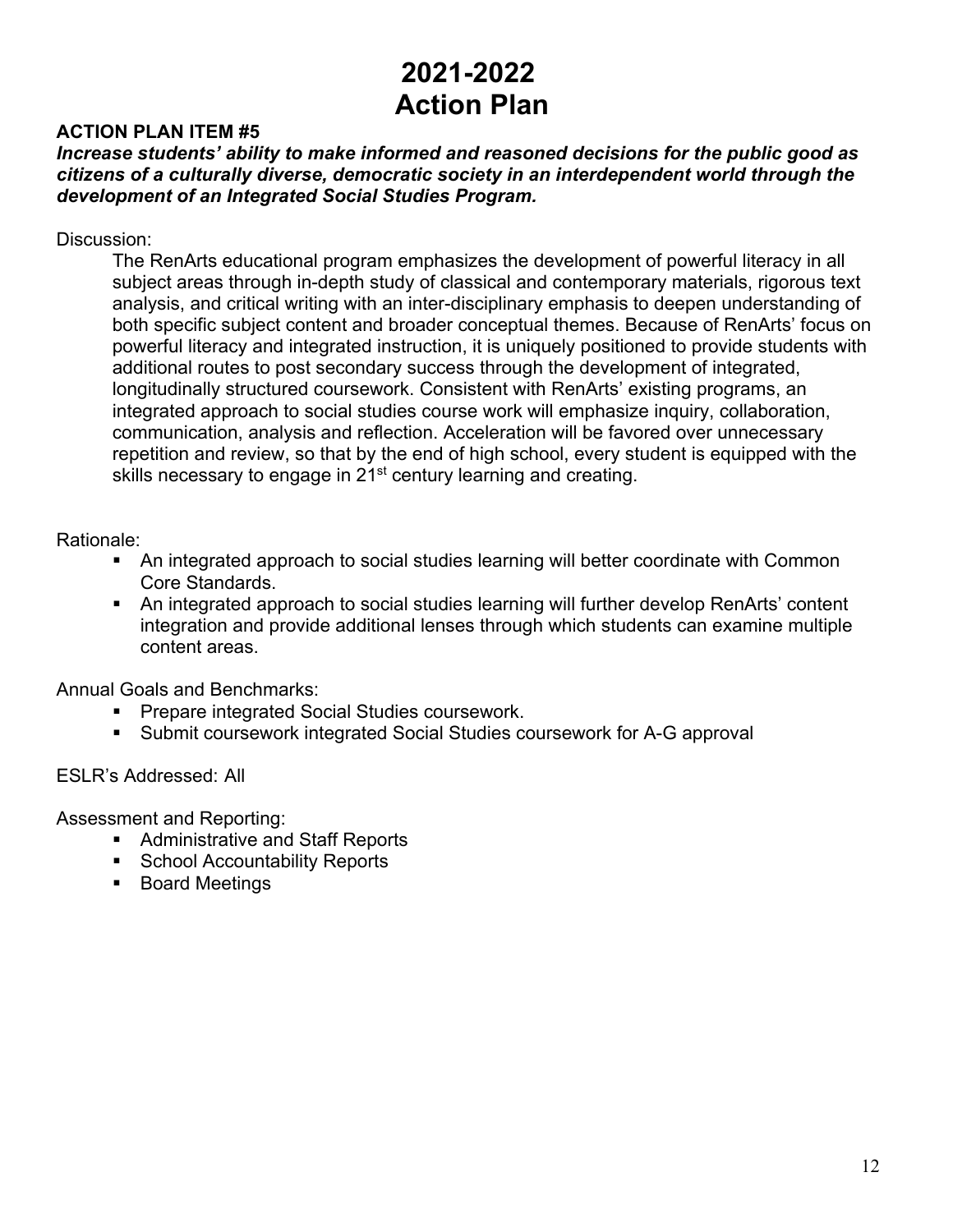# 2021-2022
# Action Plan

**ACTION PLAN ITEM #5**

***Increase students' ability to make informed and reasoned decisions for the public good as citizens of a culturally diverse, democratic society in an interdependent world through the development of an Integrated Social Studies Program.***

Discussion:

The RenArts educational program emphasizes the development of powerful literacy in all subject areas through in-depth study of classical and contemporary materials, rigorous text analysis, and critical writing with an inter-disciplinary emphasis to deepen understanding of both specific subject content and broader conceptual themes. Because of RenArts' focus on powerful literacy and integrated instruction, it is uniquely positioned to provide students with additional routes to post secondary success through the development of integrated, longitudinally structured coursework. Consistent with RenArts' existing programs, an integrated approach to social studies course work will emphasize inquiry, collaboration, communication, analysis and reflection. Acceleration will be favored over unnecessary repetition and review, so that by the end of high school, every student is equipped with the skills necessary to engage in 21st century learning and creating.

Rationale:

- An integrated approach to social studies learning will better coordinate with Common Core Standards.
- An integrated approach to social studies learning will further develop RenArts' content integration and provide additional lenses through which students can examine multiple content areas.

Annual Goals and Benchmarks:

- Prepare integrated Social Studies coursework.
- Submit coursework integrated Social Studies coursework for A-G approval

ESLR's Addressed: All

Assessment and Reporting:

- Administrative and Staff Reports
- School Accountability Reports
- Board Meetings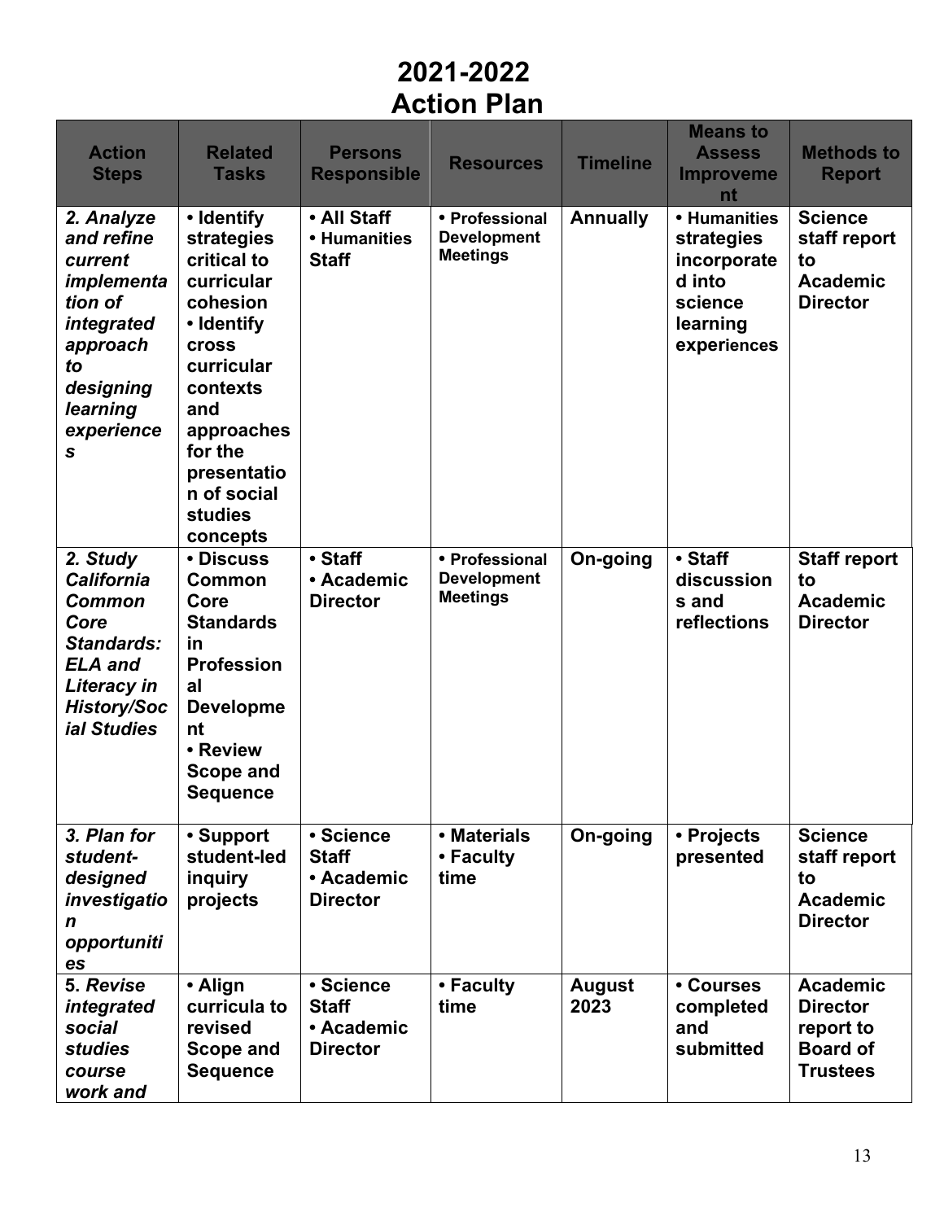# 2021-2022
# Action Plan

| Action Steps | Related Tasks | Persons Responsible | Resources | Timeline | Means to Assess Improvement | Methods to Report |
|---|---|---|---|---|---|---|
| ***2. Analyze and refine current implementation of integrated approach to designing learning experiences*** | **• Identify strategies critical to curricular cohesion<br>• Identify cross curricular contexts and approaches for the presentation of social studies concepts** | **• All Staff<br>• Humanities Staff** | **• Professional Development Meetings** | **Annually** | **• Humanities strategies incorporated into science learning experiences** | **Science staff report to Academic Director** |
| ***2. Study California Common Core Standards: ELA and Literacy in History/Social Studies*** | **• Discuss Common Core Standards in Professional Development<br>• Review Scope and Sequence** | **• Staff<br>• Academic Director** | **• Professional Development Meetings** | **On-going** | **• Staff discussions and reflections** | **Staff report to Academic Director** |
| ***3. Plan for student-designed investigation opportunities*** | **• Support student-led inquiry projects** | **• Science Staff<br>• Academic Director** | **• Materials<br>• Faculty time** | **On-going** | **• Projects presented** | **Science staff report to Academic Director** |
| ***5. Revise integrated social studies course work and*** | **• Align curricula to revised Scope and Sequence** | **• Science Staff<br>• Academic Director** | **• Faculty time** | **August 2023** | **• Courses completed and submitted** | **Academic Director report to Board of Trustees** |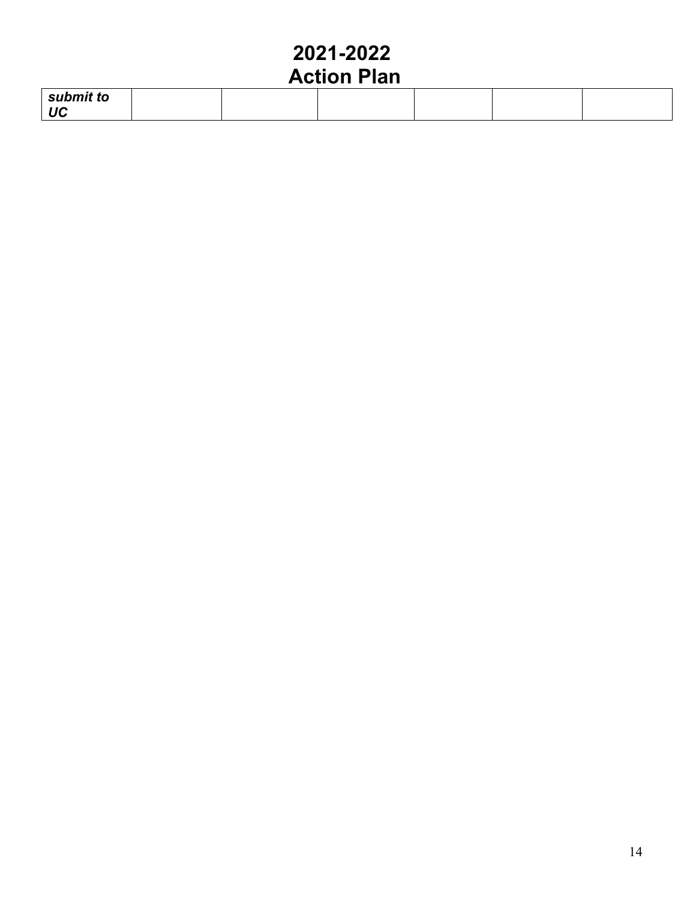# 2021-2022
# Action Plan

| | | | | | | |
|---|---|---|---|---|---|---|
| ***submit to UC*** | | | | | | |